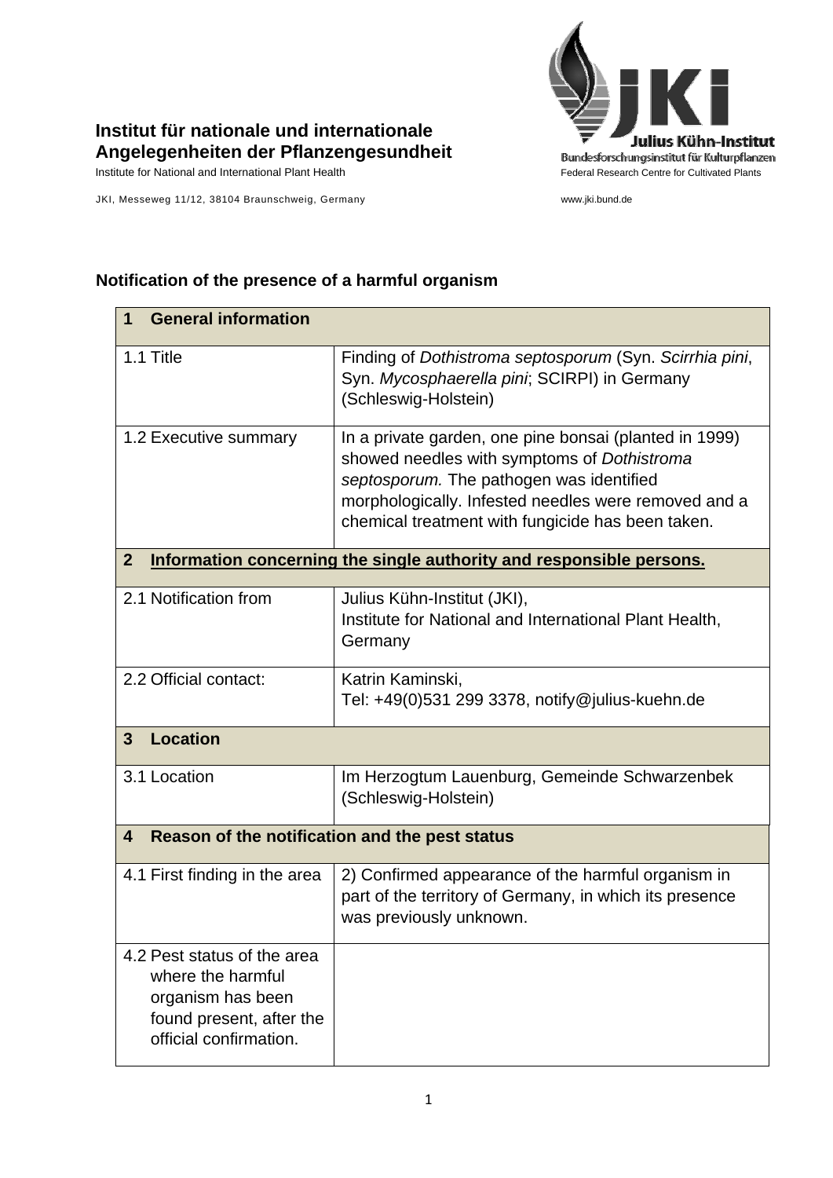**Institut für nationale und internationale Angelegenheiten der Pflanzengesundheit**
Institute for National and International Plant Health

JKI, Messeweg 11/12, 38104 Braunschweig, Germany

**Julius Kühn-Institut**
Bundesforschungsinstitut für Kulturpflanzen
Federal Research Centre for Cultivated Plants

www.jki.bund.de

## Notification of the presence of a harmful organism

| **1 General information** | |
|---|---|
| 1.1 Title | Finding of *Dothistroma septosporum* (Syn. *Scirrhia pini*, Syn. *Mycosphaerella pini*; SCIRPI) in Germany (Schleswig-Holstein) |
| 1.2 Executive summary | In a private garden, one pine bonsai (planted in 1999) showed needles with symptoms of *Dothistroma septosporum.* The pathogen was identified morphologically. Infested needles were removed and a chemical treatment with fungicide has been taken. |
| **2 Information concerning the single authority and responsible persons.** | |
| 2.1 Notification from | Julius Kühn-Institut (JKI), Institute for National and International Plant Health, Germany |
| 2.2 Official contact: | Katrin Kaminski, Tel: +49(0)531 299 3378, notify@julius-kuehn.de |
| **3 Location** | |
| 3.1 Location | Im Herzogtum Lauenburg, Gemeinde Schwarzenbek (Schleswig-Holstein) |
| **4 Reason of the notification and the pest status** | |
| 4.1 First finding in the area | 2) Confirmed appearance of the harmful organism in part of the territory of Germany, in which its presence was previously unknown. |
| 4.2 Pest status of the area where the harmful organism has been found present, after the official confirmation. | |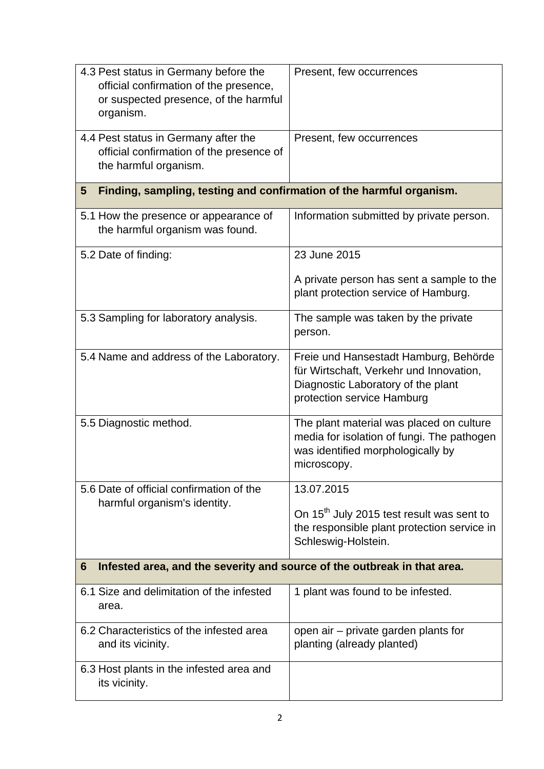| | |
|---|---|
| 4.3 Pest status in Germany before the official confirmation of the presence, or suspected presence, of the harmful organism. | Present, few occurrences |
| 4.4 Pest status in Germany after the official confirmation of the presence of the harmful organism. | Present, few occurrences |
| **5 Finding, sampling, testing and confirmation of the harmful organism.** | |
| 5.1 How the presence or appearance of the harmful organism was found. | Information submitted by private person. |
| 5.2 Date of finding: | 23 June 2015<br><br>A private person has sent a sample to the plant protection service of Hamburg. |
| 5.3 Sampling for laboratory analysis. | The sample was taken by the private person. |
| 5.4 Name and address of the Laboratory. | Freie und Hansestadt Hamburg, Behörde für Wirtschaft, Verkehr und Innovation, Diagnostic Laboratory of the plant protection service Hamburg |
| 5.5 Diagnostic method. | The plant material was placed on culture media for isolation of fungi. The pathogen was identified morphologically by microscopy. |
| 5.6 Date of official confirmation of the harmful organism's identity. | 13.07.2015<br><br>On 15th July 2015 test result was sent to the responsible plant protection service in Schleswig-Holstein. |
| **6 Infested area, and the severity and source of the outbreak in that area.** | |
| 6.1 Size and delimitation of the infested area. | 1 plant was found to be infested. |
| 6.2 Characteristics of the infested area and its vicinity. | open air – private garden plants for planting (already planted) |
| 6.3 Host plants in the infested area and its vicinity. | |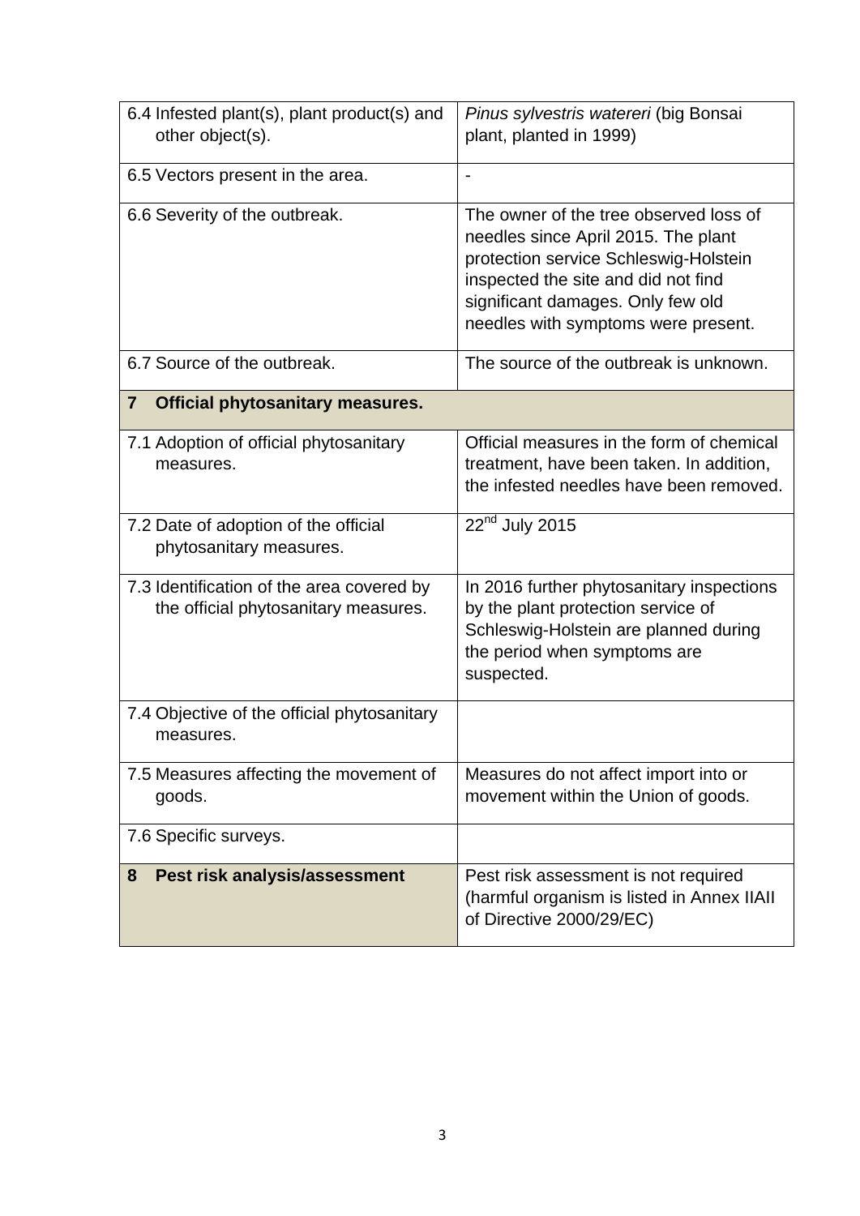| | |
|---|---|
| 6.4 Infested plant(s), plant product(s) and other object(s). | *Pinus sylvestris watereri* (big Bonsai plant, planted in 1999) |
| 6.5 Vectors present in the area. | - |
| 6.6 Severity of the outbreak. | The owner of the tree observed loss of needles since April 2015. The plant protection service Schleswig-Holstein inspected the site and did not find significant damages. Only few old needles with symptoms were present. |
| 6.7 Source of the outbreak. | The source of the outbreak is unknown. |
| **7 Official phytosanitary measures.** | |
| 7.1 Adoption of official phytosanitary measures. | Official measures in the form of chemical treatment, have been taken. In addition, the infested needles have been removed. |
| 7.2 Date of adoption of the official phytosanitary measures. | 22nd July 2015 |
| 7.3 Identification of the area covered by the official phytosanitary measures. | In 2016 further phytosanitary inspections by the plant protection service of Schleswig-Holstein are planned during the period when symptoms are suspected. |
| 7.4 Objective of the official phytosanitary measures. | |
| 7.5 Measures affecting the movement of goods. | Measures do not affect import into or movement within the Union of goods. |
| 7.6 Specific surveys. | |
| **8 Pest risk analysis/assessment** | Pest risk assessment is not required (harmful organism is listed in Annex IIAII of Directive 2000/29/EC) |